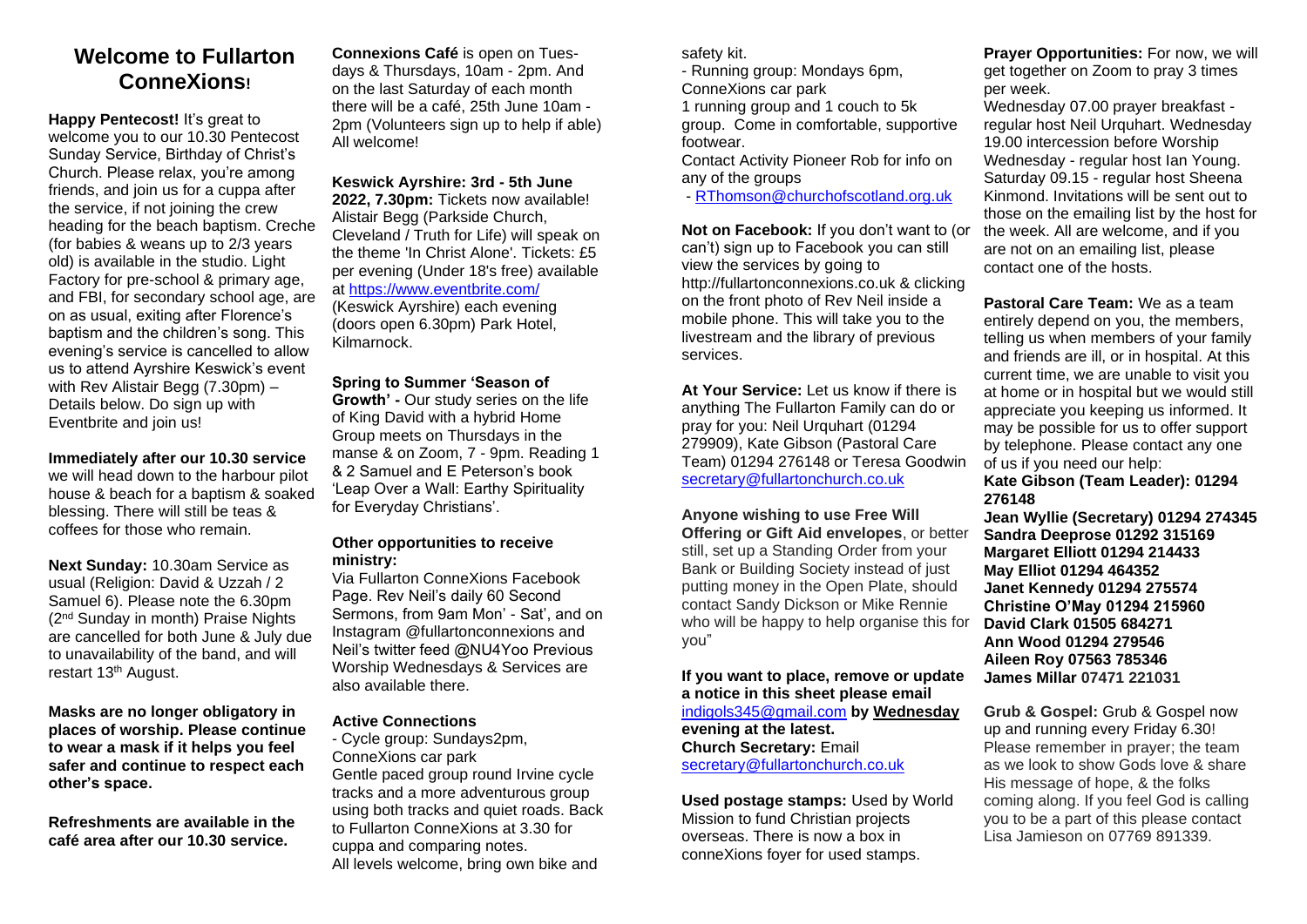# Welcome to Fullarton ConneXions!

**Happy Pentecost!** It's great to welcome you to our 10.30 Pentecost Sunday Service, Birthday of Christ's Church. Please relax, you're among friends, and join us for a cuppa after the service, if not joining the crew heading for the beach baptism. Creche (for babies & weans up to 2/3 years old) is available in the studio. Light Factory for pre-school & primary age, and FBI, for secondary school age, are on as usual, exiting after Florence's baptism and the children's song. This evening's service is cancelled to allow us to attend Ayrshire Keswick's event with Rev Alistair Begg (7.30pm) – Details below. Do sign up with Eventbrite and join us!

**Immediately after our 10.30 service** we will head down to the harbour pilot house & beach for a baptism & soaked blessing. There will still be teas & coffees for those who remain.

**Next Sunday:** 10.30am Service as usual (Religion: David & Uzzah / 2 Samuel 6). Please note the 6.30pm (2nd Sunday in month) Praise Nights are cancelled for both June & July due to unavailability of the band, and will restart 13th August.

**Masks are no longer obligatory in places of worship. Please continue to wear a mask if it helps you feel safer and continue to respect each other's space.**

**Refreshments are available in the café area after our 10.30 service.**

**Connexions Café** is open on Tuesdays & Thursdays, 10am - 2pm. And on the last Saturday of each month there will be a café, 25th June 10am - 2pm (Volunteers sign up to help if able) All welcome!

**Keswick Ayrshire: 3rd - 5th June 2022, 7.30pm:** Tickets now available! Alistair Begg (Parkside Church, Cleveland / Truth for Life) will speak on the theme 'In Christ Alone'. Tickets: £5 per evening (Under 18's free) available at https://www.eventbrite.com/ (Keswick Ayrshire) each evening (doors open 6.30pm) Park Hotel, Kilmarnock.

**Spring to Summer 'Season of Growth' -** Our study series on the life of King David with a hybrid Home Group meets on Thursdays in the manse & on Zoom, 7 - 9pm. Reading 1 & 2 Samuel and E Peterson's book 'Leap Over a Wall: Earthy Spirituality for Everyday Christians'.

**Other opportunities to receive ministry:**

Via Fullarton ConneXions Facebook Page. Rev Neil's daily 60 Second Sermons, from 9am Mon' - Sat', and on Instagram @fullartonconnexions and Neil's twitter feed @NU4Yoo Previous Worship Wednesdays & Services are also available there.

**Active Connections**

- Cycle group: Sundays2pm, ConneXions car park
Gentle paced group round Irvine cycle tracks and a more adventurous group using both tracks and quiet roads. Back to Fullarton ConneXions at 3.30 for cuppa and comparing notes.
All levels welcome, bring own bike and safety kit.
- Running group: Mondays 6pm, ConneXions car park
1 running group and 1 couch to 5k group. Come in comfortable, supportive footwear.
Contact Activity Pioneer Rob for info on any of the groups
- RThomson@churchofscotland.org.uk

**Not on Facebook:** If you don't want to (or can't) sign up to Facebook you can still view the services by going to http://fullartonconnexions.co.uk & clicking on the front photo of Rev Neil inside a mobile phone. This will take you to the livestream and the library of previous services.

**At Your Service:** Let us know if there is anything The Fullarton Family can do or pray for you: Neil Urquhart (01294 279909), Kate Gibson (Pastoral Care Team) 01294 276148 or Teresa Goodwin secretary@fullartonchurch.co.uk

**Anyone wishing to use Free Will Offering or Gift Aid envelopes**, or better still, set up a Standing Order from your Bank or Building Society instead of just putting money in the Open Plate, should contact Sandy Dickson or Mike Rennie who will be happy to help organise this for you"

**If you want to place, remove or update a notice in this sheet please email** indigols345@gmail.com **by Wednesday evening at the latest.**
**Church Secretary:** Email secretary@fullartonchurch.co.uk

**Used postage stamps:** Used by World Mission to fund Christian projects overseas. There is now a box in conneXions foyer for used stamps.

**Prayer Opportunities:** For now, we will get together on Zoom to pray 3 times per week.
Wednesday 07.00 prayer breakfast - regular host Neil Urquhart. Wednesday 19.00 intercession before Worship Wednesday - regular host Ian Young. Saturday 09.15 - regular host Sheena Kinmond. Invitations will be sent out to those on the emailing list by the host for the week. All are welcome, and if you are not on an emailing list, please contact one of the hosts.

**Pastoral Care Team:** We as a team entirely depend on you, the members, telling us when members of your family and friends are ill, or in hospital. At this current time, we are unable to visit you at home or in hospital but we would still appreciate you keeping us informed. It may be possible for us to offer support by telephone. Please contact any one of us if you need our help:

**Kate Gibson (Team Leader): 01294 276148**
**Jean Wyllie (Secretary) 01294 274345**
**Sandra Deeprose 01292 315169**
**Margaret Elliott 01294 214433**
**May Elliot 01294 464352**
**Janet Kennedy 01294 275574**
**Christine O'May 01294 215960**
**David Clark 01505 684271**
**Ann Wood 01294 279546**
**Aileen Roy 07563 785346**
**James Millar 07471 221031**

**Grub & Gospel:** Grub & Gospel now up and running every Friday 6.30! Please remember in prayer; the team as we look to show Gods love & share His message of hope, & the folks coming along. If you feel God is calling you to be a part of this please contact Lisa Jamieson on 07769 891339.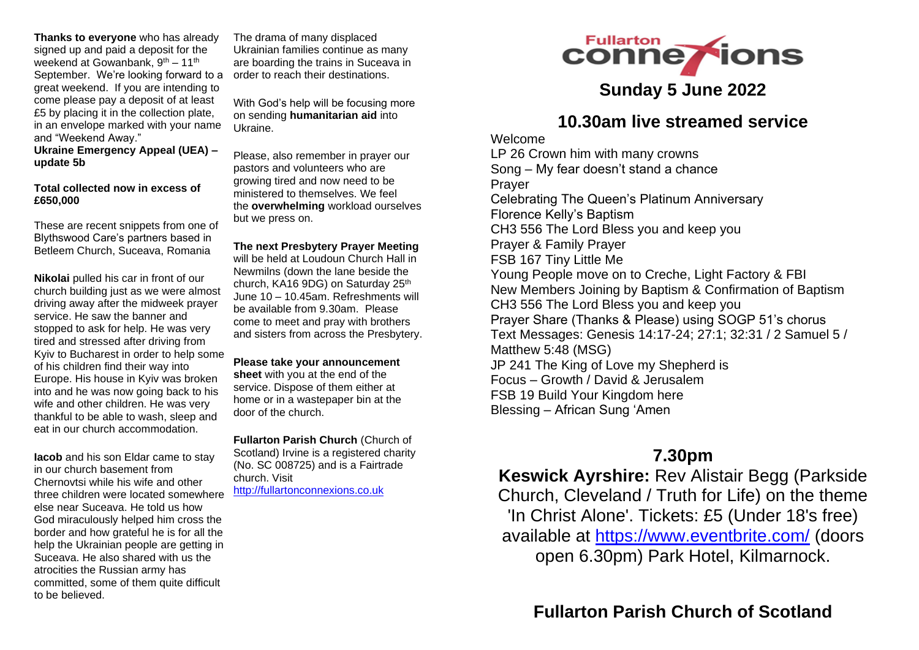**Thanks to everyone** who has already signed up and paid a deposit for the weekend at Gowanbank, 9th – 11th September. We're looking forward to a great weekend. If you are intending to come please pay a deposit of at least £5 by placing it in the collection plate, in an envelope marked with your name and "Weekend Away."

**Ukraine Emergency Appeal (UEA) – update 5b**

**Total collected now in excess of £650,000**

These are recent snippets from one of Blythswood Care's partners based in Betleem Church, Suceava, Romania

**Nikolai** pulled his car in front of our church building just as we were almost driving away after the midweek prayer service. He saw the banner and stopped to ask for help. He was very tired and stressed after driving from Kyiv to Bucharest in order to help some of his children find their way into Europe. His house in Kyiv was broken into and he was now going back to his wife and other children. He was very thankful to be able to wash, sleep and eat in our church accommodation.

**Iacob** and his son Eldar came to stay in our church basement from Chernovtsi while his wife and other three children were located somewhere else near Suceava. He told us how God miraculously helped him cross the border and how grateful he is for all the help the Ukrainian people are getting in Suceava. He also shared with us the atrocities the Russian army has committed, some of them quite difficult to be believed.

The drama of many displaced Ukrainian families continue as many are boarding the trains in Suceava in order to reach their destinations.

With God's help will be focusing more on sending **humanitarian aid** into Ukraine.

Please, also remember in prayer our pastors and volunteers who are growing tired and now need to be ministered to themselves. We feel the **overwhelming** workload ourselves but we press on.

**The next Presbytery Prayer Meeting** will be held at Loudoun Church Hall in Newmilns (down the lane beside the church, KA16 9DG) on Saturday 25th June 10 – 10.45am. Refreshments will be available from 9.30am. Please come to meet and pray with brothers and sisters from across the Presbytery.

**Please take your announcement sheet** with you at the end of the service. Dispose of them either at home or in a wastepaper bin at the door of the church.

**Fullarton Parish Church** (Church of Scotland) Irvine is a registered charity (No. SC 008725) and is a Fairtrade church. Visit http://fullartonconnexions.co.uk

# Fullarton connexions

## Sunday 5 June 2022

## 10.30am live streamed service

Welcome
LP 26 Crown him with many crowns
Song – My fear doesn't stand a chance
Prayer
Celebrating The Queen's Platinum Anniversary
Florence Kelly's Baptism
CH3 556 The Lord Bless you and keep you
Prayer & Family Prayer
FSB 167 Tiny Little Me
Young People move on to Creche, Light Factory & FBI
New Members Joining by Baptism & Confirmation of Baptism
CH3 556 The Lord Bless you and keep you
Prayer Share (Thanks & Please) using SOGP 51's chorus
Text Messages: Genesis 14:17-24; 27:1; 32:31 / 2 Samuel 5 / Matthew 5:48 (MSG)
JP 241 The King of Love my Shepherd is
Focus – Growth / David & Jerusalem
FSB 19 Build Your Kingdom here
Blessing – African Sung 'Amen

## 7.30pm

**Keswick Ayrshire:** Rev Alistair Begg (Parkside Church, Cleveland / Truth for Life) on the theme 'In Christ Alone'. Tickets: £5 (Under 18's free) available at https://www.eventbrite.com/ (doors open 6.30pm) Park Hotel, Kilmarnock.

## Fullarton Parish Church of Scotland